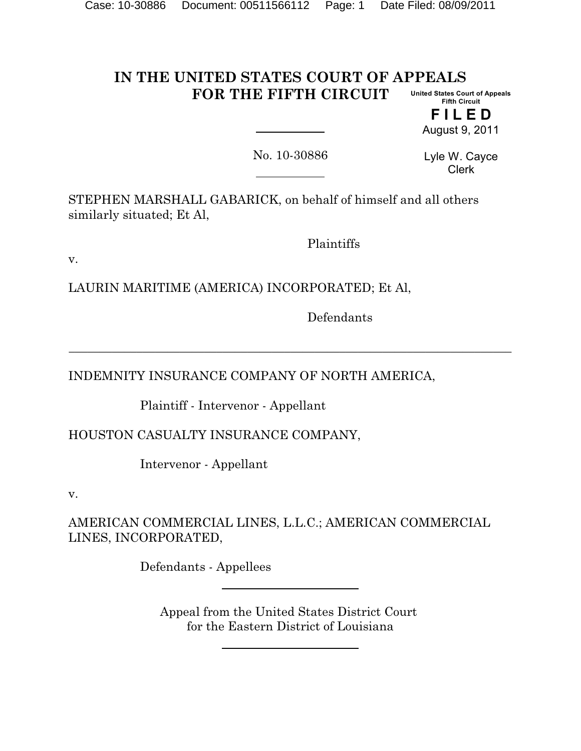# IN THE UNITED STATES COURT OF APPEALS FOR THE FIFTH CIRCUIT

United States Court of Appeals
Fifth Circuit

**FILED**
August 9, 2011

Lyle W. Cayce
Clerk

---

No. 10-30886

---

STEPHEN MARSHALL GABARICK, on behalf of himself and all others similarly situated; Et Al,

Plaintiffs

v.

LAURIN MARITIME (AMERICA) INCORPORATED; Et Al,

Defendants

---

INDEMNITY INSURANCE COMPANY OF NORTH AMERICA,

Plaintiff - Intervenor - Appellant

HOUSTON CASUALTY INSURANCE COMPANY,

Intervenor - Appellant

v.

AMERICAN COMMERCIAL LINES, L.L.C.; AMERICAN COMMERCIAL LINES, INCORPORATED,

Defendants - Appellees

---

Appeal from the United States District Court
for the Eastern District of Louisiana

---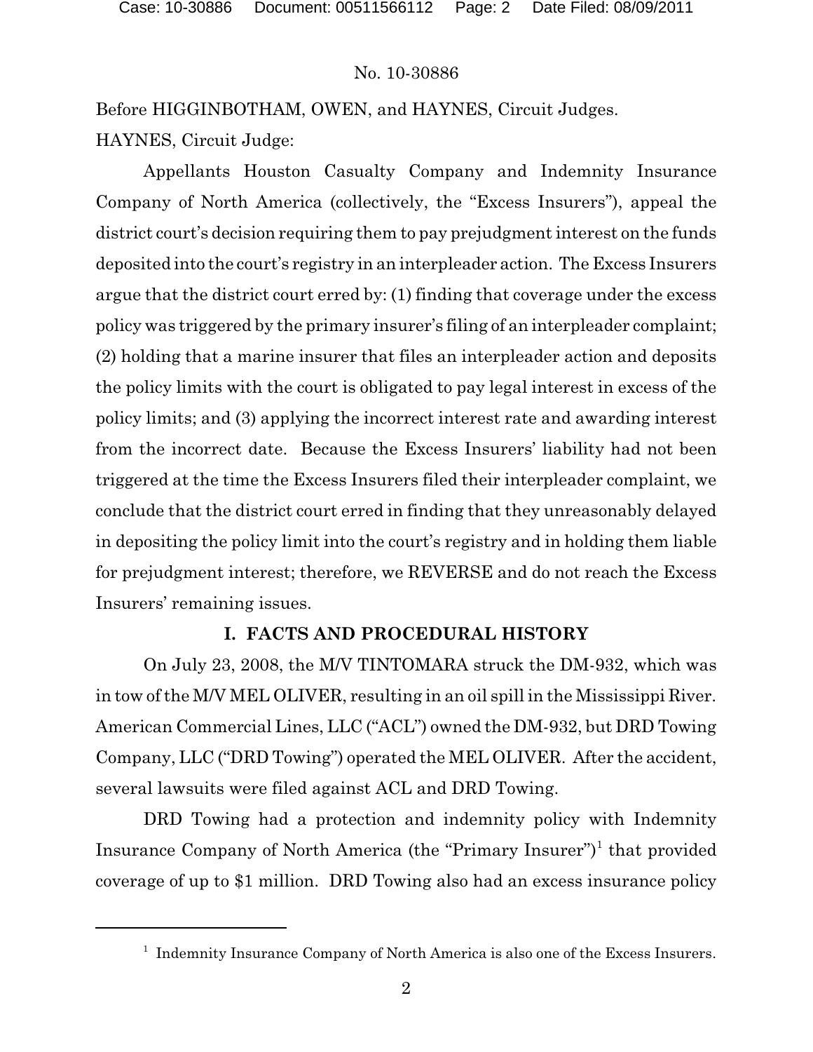No. 10-30886

Before HIGGINBOTHAM, OWEN, and HAYNES, Circuit Judges.

HAYNES, Circuit Judge:

Appellants Houston Casualty Company and Indemnity Insurance Company of North America (collectively, the "Excess Insurers"), appeal the district court's decision requiring them to pay prejudgment interest on the funds deposited into the court's registry in an interpleader action. The Excess Insurers argue that the district court erred by: (1) finding that coverage under the excess policy was triggered by the primary insurer's filing of an interpleader complaint; (2) holding that a marine insurer that files an interpleader action and deposits the policy limits with the court is obligated to pay legal interest in excess of the policy limits; and (3) applying the incorrect interest rate and awarding interest from the incorrect date. Because the Excess Insurers' liability had not been triggered at the time the Excess Insurers filed their interpleader complaint, we conclude that the district court erred in finding that they unreasonably delayed in depositing the policy limit into the court's registry and in holding them liable for prejudgment interest; therefore, we REVERSE and do not reach the Excess Insurers' remaining issues.

## I. FACTS AND PROCEDURAL HISTORY

On July 23, 2008, the M/V TINTOMARA struck the DM-932, which was in tow of the M/V MEL OLIVER, resulting in an oil spill in the Mississippi River. American Commercial Lines, LLC ("ACL") owned the DM-932, but DRD Towing Company, LLC ("DRD Towing") operated the MEL OLIVER. After the accident, several lawsuits were filed against ACL and DRD Towing.

DRD Towing had a protection and indemnity policy with Indemnity Insurance Company of North America (the "Primary Insurer")[1] that provided coverage of up to $1 million. DRD Towing also had an excess insurance policy

[1] Indemnity Insurance Company of North America is also one of the Excess Insurers.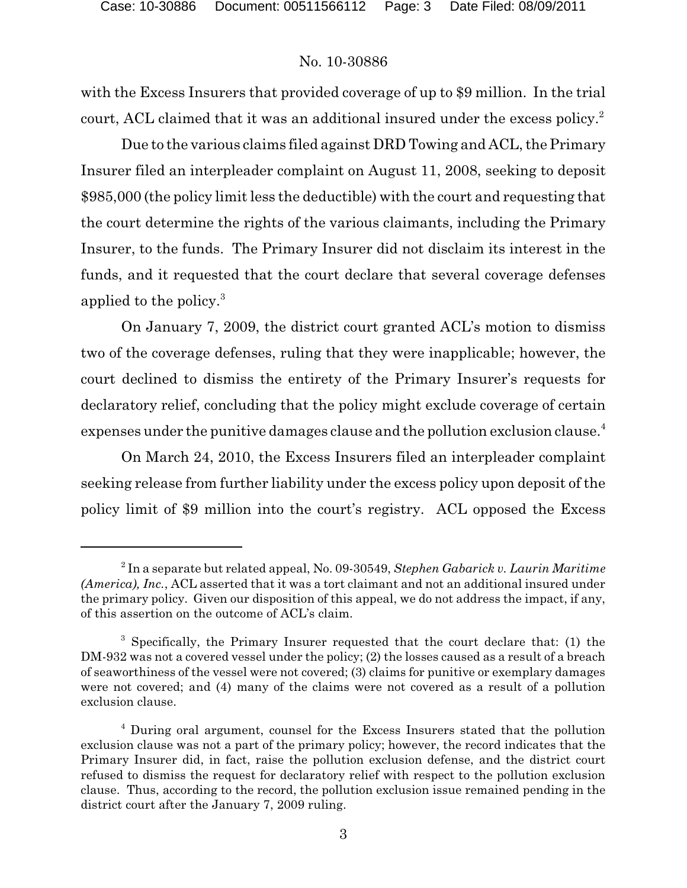with the Excess Insurers that provided coverage of up to $9 million. In the trial court, ACL claimed that it was an additional insured under the excess policy.[2]

Due to the various claims filed against DRD Towing and ACL, the Primary Insurer filed an interpleader complaint on August 11, 2008, seeking to deposit $985,000 (the policy limit less the deductible) with the court and requesting that the court determine the rights of the various claimants, including the Primary Insurer, to the funds. The Primary Insurer did not disclaim its interest in the funds, and it requested that the court declare that several coverage defenses applied to the policy.[3]

On January 7, 2009, the district court granted ACL's motion to dismiss two of the coverage defenses, ruling that they were inapplicable; however, the court declined to dismiss the entirety of the Primary Insurer's requests for declaratory relief, concluding that the policy might exclude coverage of certain expenses under the punitive damages clause and the pollution exclusion clause.[4]

On March 24, 2010, the Excess Insurers filed an interpleader complaint seeking release from further liability under the excess policy upon deposit of the policy limit of $9 million into the court's registry. ACL opposed the Excess

---

[2] In a separate but related appeal, No. 09-30549, *Stephen Gabarick v. Laurin Maritime (America), Inc.*, ACL asserted that it was a tort claimant and not an additional insured under the primary policy. Given our disposition of this appeal, we do not address the impact, if any, of this assertion on the outcome of ACL's claim.

[3] Specifically, the Primary Insurer requested that the court declare that: (1) the DM-932 was not a covered vessel under the policy; (2) the losses caused as a result of a breach of seaworthiness of the vessel were not covered; (3) claims for punitive or exemplary damages were not covered; and (4) many of the claims were not covered as a result of a pollution exclusion clause.

[4] During oral argument, counsel for the Excess Insurers stated that the pollution exclusion clause was not a part of the primary policy; however, the record indicates that the Primary Insurer did, in fact, raise the pollution exclusion defense, and the district court refused to dismiss the request for declaratory relief with respect to the pollution exclusion clause. Thus, according to the record, the pollution exclusion issue remained pending in the district court after the January 7, 2009 ruling.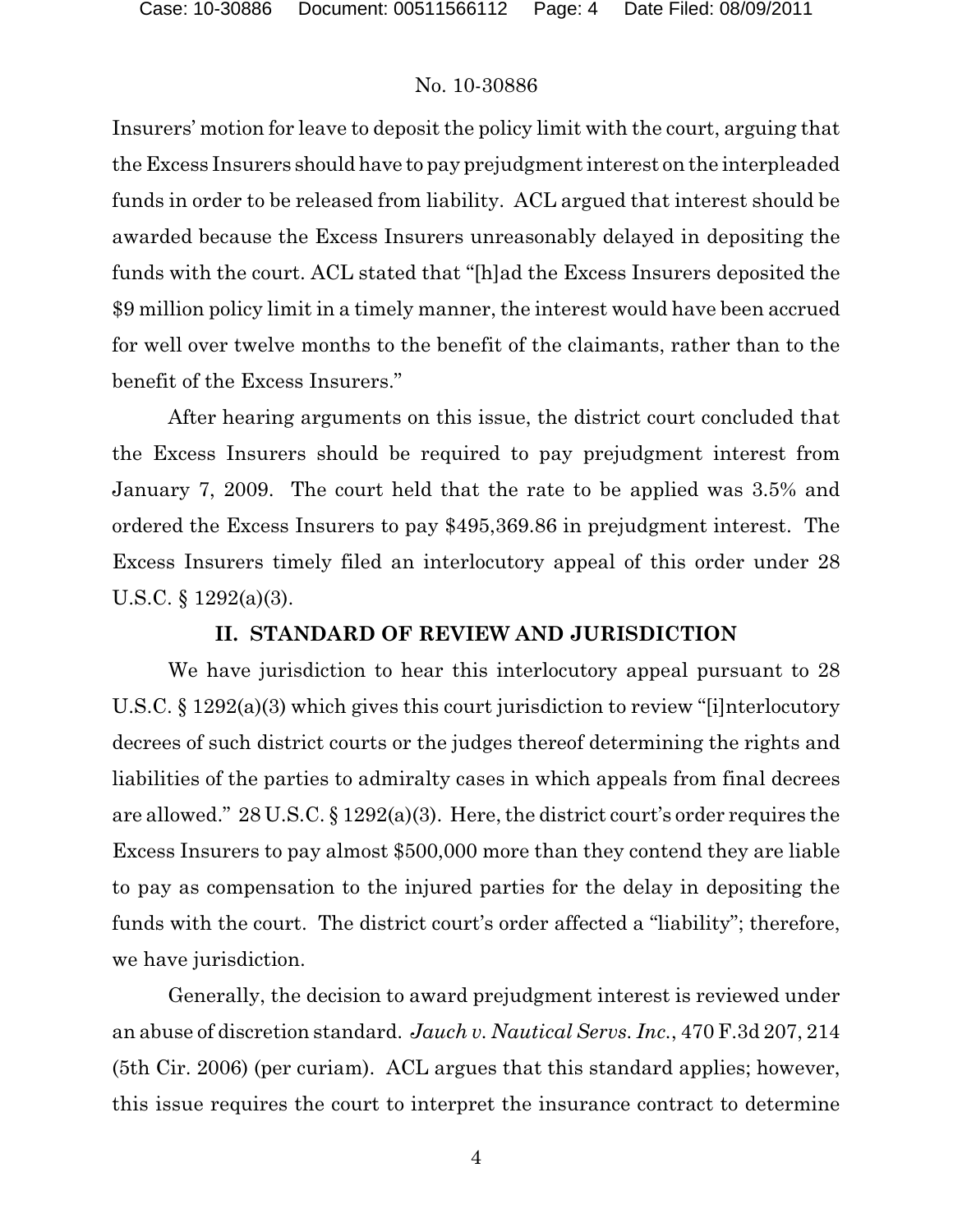Insurers' motion for leave to deposit the policy limit with the court, arguing that the Excess Insurers should have to pay prejudgment interest on the interpleaded funds in order to be released from liability. ACL argued that interest should be awarded because the Excess Insurers unreasonably delayed in depositing the funds with the court. ACL stated that "[h]ad the Excess Insurers deposited the $9 million policy limit in a timely manner, the interest would have been accrued for well over twelve months to the benefit of the claimants, rather than to the benefit of the Excess Insurers."

After hearing arguments on this issue, the district court concluded that the Excess Insurers should be required to pay prejudgment interest from January 7, 2009. The court held that the rate to be applied was 3.5% and ordered the Excess Insurers to pay $495,369.86 in prejudgment interest. The Excess Insurers timely filed an interlocutory appeal of this order under 28 U.S.C. § 1292(a)(3).

## II. STANDARD OF REVIEW AND JURISDICTION

We have jurisdiction to hear this interlocutory appeal pursuant to 28 U.S.C. § 1292(a)(3) which gives this court jurisdiction to review "[i]nterlocutory decrees of such district courts or the judges thereof determining the rights and liabilities of the parties to admiralty cases in which appeals from final decrees are allowed." 28 U.S.C. § 1292(a)(3). Here, the district court's order requires the Excess Insurers to pay almost $500,000 more than they contend they are liable to pay as compensation to the injured parties for the delay in depositing the funds with the court. The district court's order affected a "liability"; therefore, we have jurisdiction.

Generally, the decision to award prejudgment interest is reviewed under an abuse of discretion standard. *Jauch v. Nautical Servs. Inc.*, 470 F.3d 207, 214 (5th Cir. 2006) (per curiam). ACL argues that this standard applies; however, this issue requires the court to interpret the insurance contract to determine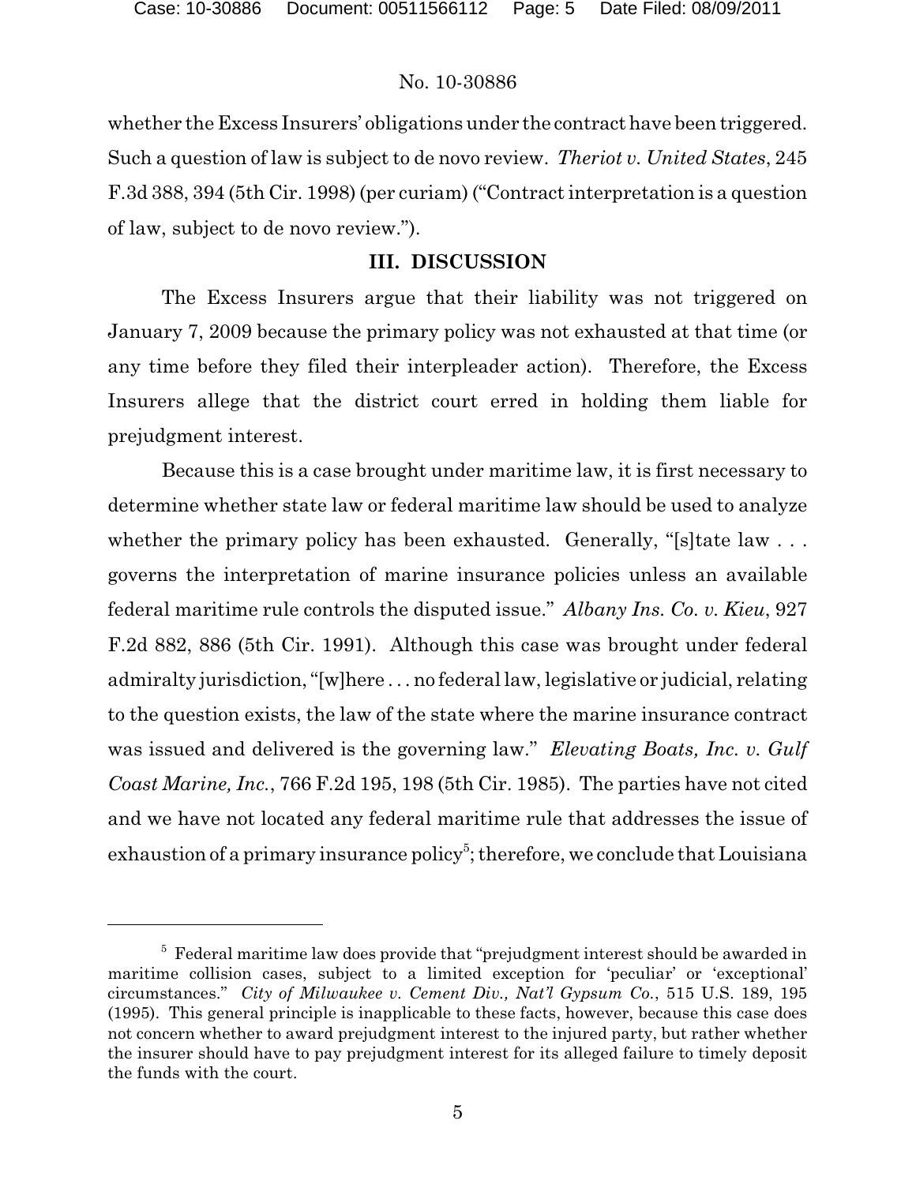whether the Excess Insurers' obligations under the contract have been triggered. Such a question of law is subject to de novo review. *Theriot v. United States*, 245 F.3d 388, 394 (5th Cir. 1998) (per curiam) ("Contract interpretation is a question of law, subject to de novo review.").

## III. DISCUSSION

The Excess Insurers argue that their liability was not triggered on January 7, 2009 because the primary policy was not exhausted at that time (or any time before they filed their interpleader action). Therefore, the Excess Insurers allege that the district court erred in holding them liable for prejudgment interest.

Because this is a case brought under maritime law, it is first necessary to determine whether state law or federal maritime law should be used to analyze whether the primary policy has been exhausted. Generally, "[s]tate law . . . governs the interpretation of marine insurance policies unless an available federal maritime rule controls the disputed issue." *Albany Ins. Co. v. Kieu*, 927 F.2d 882, 886 (5th Cir. 1991). Although this case was brought under federal admiralty jurisdiction, "[w]here . . . no federal law, legislative or judicial, relating to the question exists, the law of the state where the marine insurance contract was issued and delivered is the governing law." *Elevating Boats, Inc. v. Gulf Coast Marine, Inc.*, 766 F.2d 195, 198 (5th Cir. 1985). The parties have not cited and we have not located any federal maritime rule that addresses the issue of exhaustion of a primary insurance policy[5]; therefore, we conclude that Louisiana

---

[5] Federal maritime law does provide that "prejudgment interest should be awarded in maritime collision cases, subject to a limited exception for 'peculiar' or 'exceptional' circumstances." *City of Milwaukee v. Cement Div., Nat'l Gypsum Co.*, 515 U.S. 189, 195 (1995). This general principle is inapplicable to these facts, however, because this case does not concern whether to award prejudgment interest to the injured party, but rather whether the insurer should have to pay prejudgment interest for its alleged failure to timely deposit the funds with the court.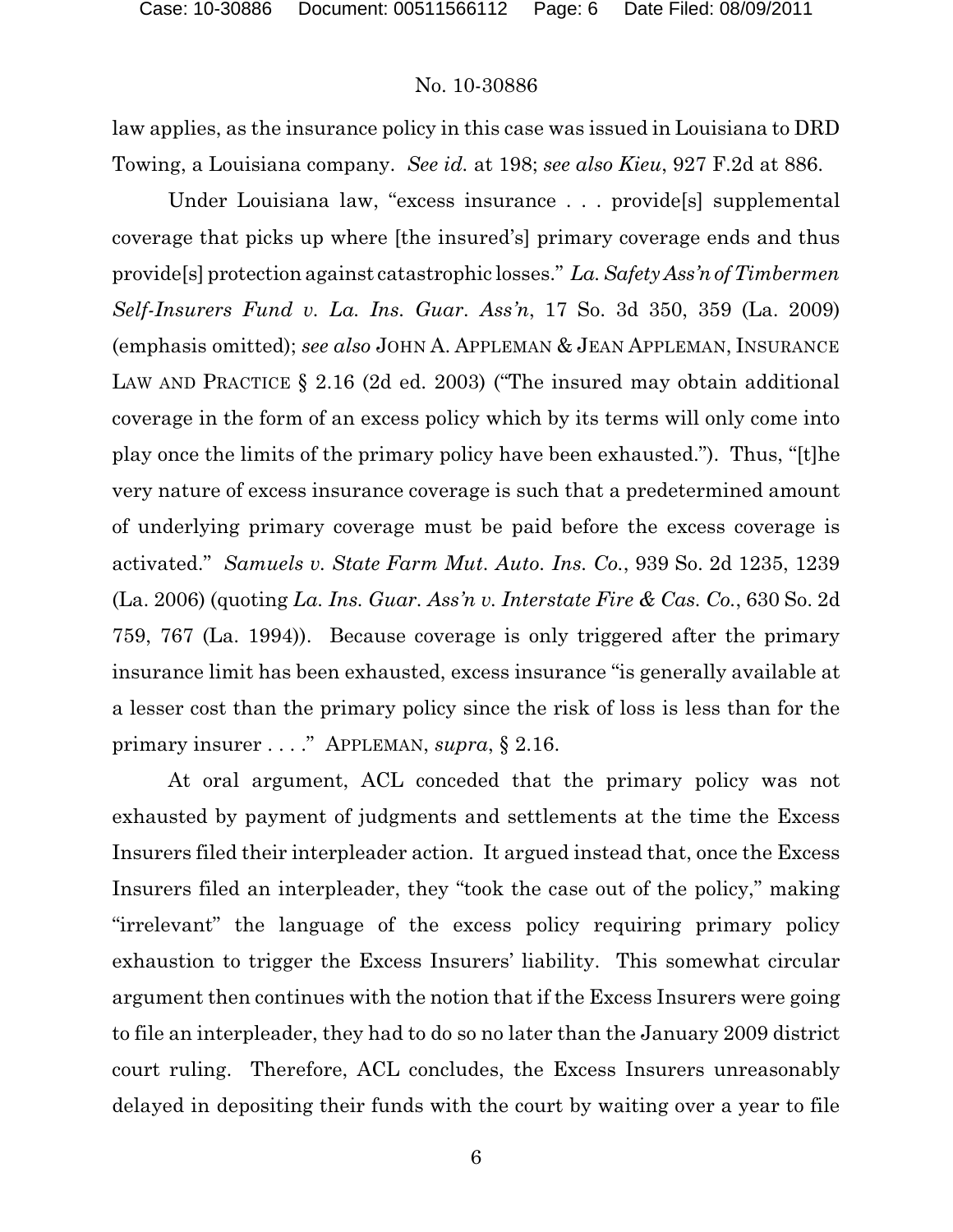law applies, as the insurance policy in this case was issued in Louisiana to DRD Towing, a Louisiana company. *See id.* at 198; *see also Kieu*, 927 F.2d at 886.

Under Louisiana law, "excess insurance . . . provide[s] supplemental coverage that picks up where [the insured's] primary coverage ends and thus provide[s] protection against catastrophic losses." *La. Safety Ass'n of Timbermen Self-Insurers Fund v. La. Ins. Guar. Ass'n*, 17 So. 3d 350, 359 (La. 2009) (emphasis omitted); *see also* JOHN A. APPLEMAN & JEAN APPLEMAN, INSURANCE LAW AND PRACTICE § 2.16 (2d ed. 2003) ("The insured may obtain additional coverage in the form of an excess policy which by its terms will only come into play once the limits of the primary policy have been exhausted."). Thus, "[t]he very nature of excess insurance coverage is such that a predetermined amount of underlying primary coverage must be paid before the excess coverage is activated." *Samuels v. State Farm Mut. Auto. Ins. Co.*, 939 So. 2d 1235, 1239 (La. 2006) (quoting *La. Ins. Guar. Ass'n v. Interstate Fire & Cas. Co.*, 630 So. 2d 759, 767 (La. 1994)). Because coverage is only triggered after the primary insurance limit has been exhausted, excess insurance "is generally available at a lesser cost than the primary policy since the risk of loss is less than for the primary insurer . . . ." APPLEMAN, *supra*, § 2.16.

At oral argument, ACL conceded that the primary policy was not exhausted by payment of judgments and settlements at the time the Excess Insurers filed their interpleader action. It argued instead that, once the Excess Insurers filed an interpleader, they "took the case out of the policy," making "irrelevant" the language of the excess policy requiring primary policy exhaustion to trigger the Excess Insurers' liability. This somewhat circular argument then continues with the notion that if the Excess Insurers were going to file an interpleader, they had to do so no later than the January 2009 district court ruling. Therefore, ACL concludes, the Excess Insurers unreasonably delayed in depositing their funds with the court by waiting over a year to file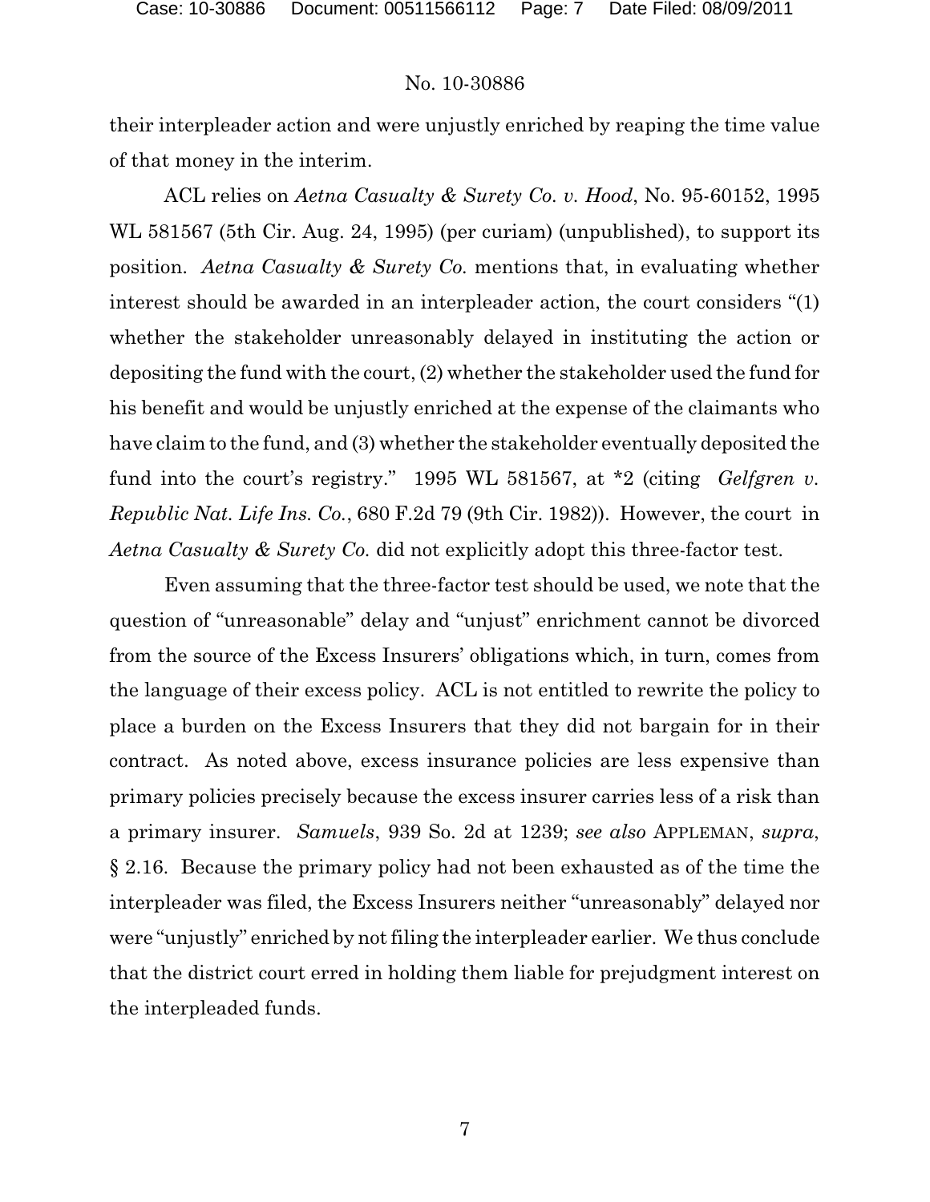their interpleader action and were unjustly enriched by reaping the time value of that money in the interim.

ACL relies on *Aetna Casualty & Surety Co. v. Hood*, No. 95-60152, 1995 WL 581567 (5th Cir. Aug. 24, 1995) (per curiam) (unpublished), to support its position. *Aetna Casualty & Surety Co.* mentions that, in evaluating whether interest should be awarded in an interpleader action, the court considers "(1) whether the stakeholder unreasonably delayed in instituting the action or depositing the fund with the court, (2) whether the stakeholder used the fund for his benefit and would be unjustly enriched at the expense of the claimants who have claim to the fund, and (3) whether the stakeholder eventually deposited the fund into the court's registry." 1995 WL 581567, at *2 (citing *Gelfgren v. Republic Nat. Life Ins. Co.*, 680 F.2d 79 (9th Cir. 1982)). However, the court in *Aetna Casualty & Surety Co.* did not explicitly adopt this three-factor test.

Even assuming that the three-factor test should be used, we note that the question of "unreasonable" delay and "unjust" enrichment cannot be divorced from the source of the Excess Insurers' obligations which, in turn, comes from the language of their excess policy. ACL is not entitled to rewrite the policy to place a burden on the Excess Insurers that they did not bargain for in their contract. As noted above, excess insurance policies are less expensive than primary policies precisely because the excess insurer carries less of a risk than a primary insurer. *Samuels*, 939 So. 2d at 1239; *see also* APPLEMAN, *supra*, § 2.16. Because the primary policy had not been exhausted as of the time the interpleader was filed, the Excess Insurers neither "unreasonably" delayed nor were "unjustly" enriched by not filing the interpleader earlier. We thus conclude that the district court erred in holding them liable for prejudgment interest on the interpleaded funds.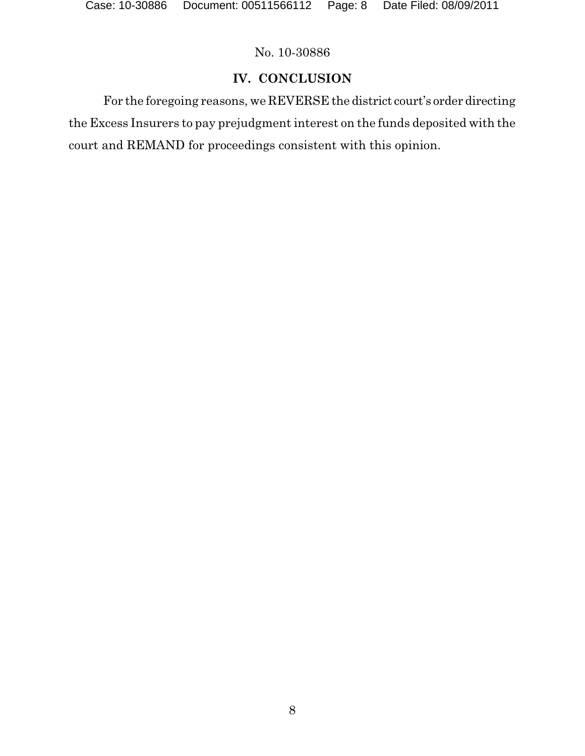## IV. CONCLUSION

For the foregoing reasons, we REVERSE the district court's order directing the Excess Insurers to pay prejudgment interest on the funds deposited with the court and REMAND for proceedings consistent with this opinion.